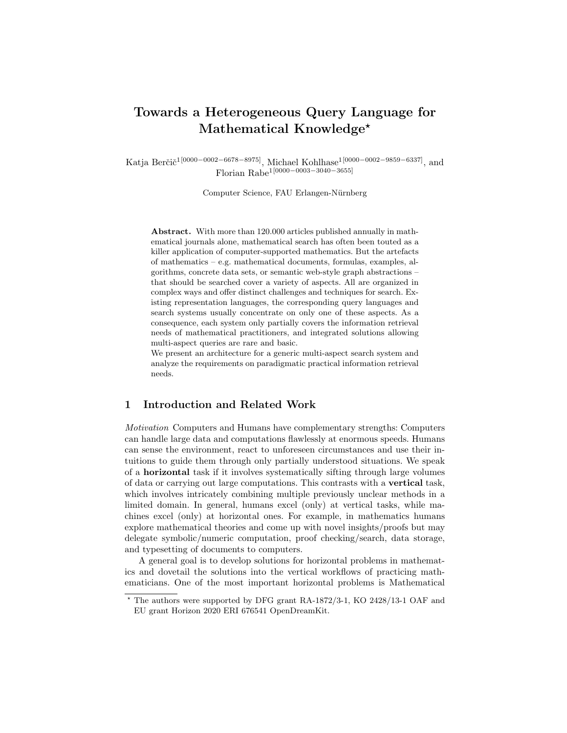# Towards a Heterogeneous Query Language for Mathematical Knowledge*

Katja Berčič[1[0000−0002−6678−8975]], Michael Kohlhase[1[0000−0002−9859−6337]], and Florian Rabe[1[0000−0003−3040−3655]]

Computer Science, FAU Erlangen-Nürnberg

**Abstract.** With more than 120.000 articles published annually in mathematical journals alone, mathematical search has often been touted as a killer application of computer-supported mathematics. But the artefacts of mathematics – e.g. mathematical documents, formulas, examples, algorithms, concrete data sets, or semantic web-style graph abstractions – that should be searched cover a variety of aspects. All are organized in complex ways and offer distinct challenges and techniques for search. Existing representation languages, the corresponding query languages and search systems usually concentrate on only one of these aspects. As a consequence, each system only partially covers the information retrieval needs of mathematical practitioners, and integrated solutions allowing multi-aspect queries are rare and basic.

We present an architecture for a generic multi-aspect search system and analyze the requirements on paradigmatic practical information retrieval needs.

## 1 Introduction and Related Work

*Motivation* Computers and Humans have complementary strengths: Computers can handle large data and computations flawlessly at enormous speeds. Humans can sense the environment, react to unforeseen circumstances and use their intuitions to guide them through only partially understood situations. We speak of a **horizontal** task if it involves systematically sifting through large volumes of data or carrying out large computations. This contrasts with a **vertical** task, which involves intricately combining multiple previously unclear methods in a limited domain. In general, humans excel (only) at vertical tasks, while machines excel (only) at horizontal ones. For example, in mathematics humans explore mathematical theories and come up with novel insights/proofs but may delegate symbolic/numeric computation, proof checking/search, data storage, and typesetting of documents to computers.

A general goal is to develop solutions for horizontal problems in mathematics and dovetail the solutions into the vertical workflows of practicing mathematicians. One of the most important horizontal problems is Mathematical

* The authors were supported by DFG grant RA-1872/3-1, KO 2428/13-1 OAF and EU grant Horizon 2020 ERI 676541 OpenDreamKit.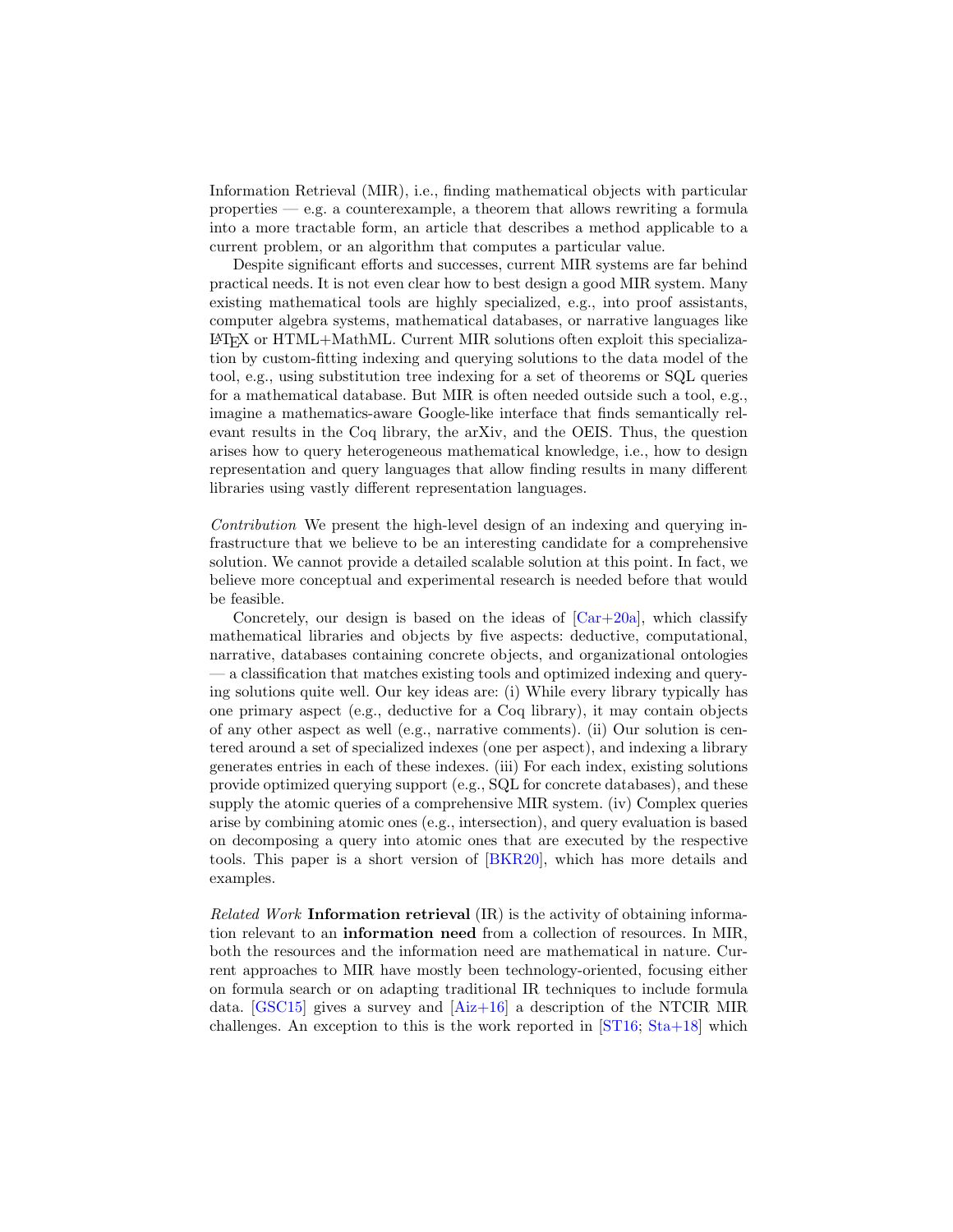Information Retrieval (MIR), i.e., finding mathematical objects with particular properties — e.g. a counterexample, a theorem that allows rewriting a formula into a more tractable form, an article that describes a method applicable to a current problem, or an algorithm that computes a particular value.

Despite significant efforts and successes, current MIR systems are far behind practical needs. It is not even clear how to best design a good MIR system. Many existing mathematical tools are highly specialized, e.g., into proof assistants, computer algebra systems, mathematical databases, or narrative languages like LaTeX or HTML+MathML. Current MIR solutions often exploit this specialization by custom-fitting indexing and querying solutions to the data model of the tool, e.g., using substitution tree indexing for a set of theorems or SQL queries for a mathematical database. But MIR is often needed outside such a tool, e.g., imagine a mathematics-aware Google-like interface that finds semantically relevant results in the Coq library, the arXiv, and the OEIS. Thus, the question arises how to query heterogeneous mathematical knowledge, i.e., how to design representation and query languages that allow finding results in many different libraries using vastly different representation languages.

*Contribution* We present the high-level design of an indexing and querying infrastructure that we believe to be an interesting candidate for a comprehensive solution. We cannot provide a detailed scalable solution at this point. In fact, we believe more conceptual and experimental research is needed before that would be feasible.

Concretely, our design is based on the ideas of [Car+20a], which classify mathematical libraries and objects by five aspects: deductive, computational, narrative, databases containing concrete objects, and organizational ontologies — a classification that matches existing tools and optimized indexing and querying solutions quite well. Our key ideas are: (i) While every library typically has one primary aspect (e.g., deductive for a Coq library), it may contain objects of any other aspect as well (e.g., narrative comments). (ii) Our solution is centered around a set of specialized indexes (one per aspect), and indexing a library generates entries in each of these indexes. (iii) For each index, existing solutions provide optimized querying support (e.g., SQL for concrete databases), and these supply the atomic queries of a comprehensive MIR system. (iv) Complex queries arise by combining atomic ones (e.g., intersection), and query evaluation is based on decomposing a query into atomic ones that are executed by the respective tools. This paper is a short version of [BKR20], which has more details and examples.

*Related Work* **Information retrieval** (IR) is the activity of obtaining information relevant to an **information need** from a collection of resources. In MIR, both the resources and the information need are mathematical in nature. Current approaches to MIR have mostly been technology-oriented, focusing either on formula search or on adapting traditional IR techniques to include formula data. [GSC15] gives a survey and [Aiz+16] a description of the NTCIR MIR challenges. An exception to this is the work reported in [ST16; Sta+18] which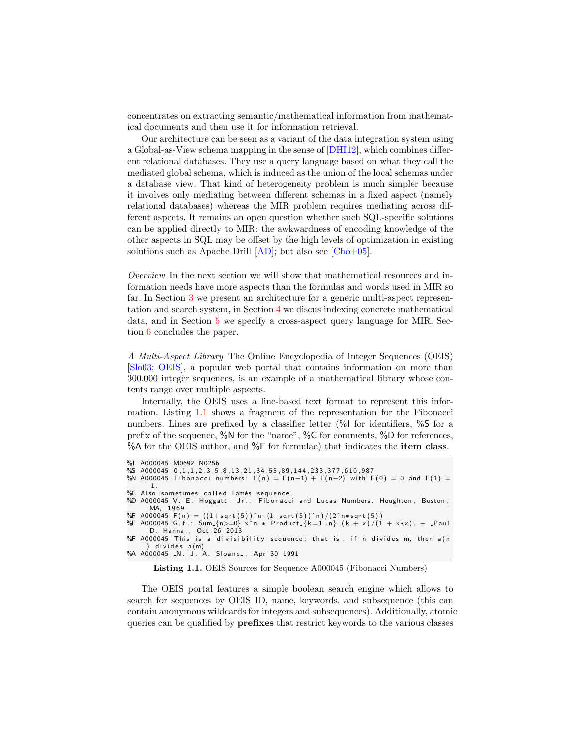concentrates on extracting semantic/mathematical information from mathematical documents and then use it for information retrieval.

Our architecture can be seen as a variant of the data integration system using a Global-as-View schema mapping in the sense of [DHI12], which combines different relational databases. They use a query language based on what they call the mediated global schema, which is induced as the union of the local schemas under a database view. That kind of heterogeneity problem is much simpler because it involves only mediating between different schemas in a fixed aspect (namely relational databases) whereas the MIR problem requires mediating across different aspects. It remains an open question whether such SQL-specific solutions can be applied directly to MIR: the awkwardness of encoding knowledge of the other aspects in SQL may be offset by the high levels of optimization in existing solutions such as Apache Drill [AD]; but also see [Cho+05].

*Overview* In the next section we will show that mathematical resources and information needs have more aspects than the formulas and words used in MIR so far. In Section 3 we present an architecture for a generic multi-aspect representation and search system, in Section 4 we discus indexing concrete mathematical data, and in Section 5 we specify a cross-aspect query language for MIR. Section 6 concludes the paper.

*A Multi-Aspect Library* The Online Encyclopedia of Integer Sequences (OEIS) [Slo03; OEIS], a popular web portal that contains information on more than 300.000 integer sequences, is an example of a mathematical library whose contents range over multiple aspects.

Internally, the OEIS uses a line-based text format to represent this information. Listing 1.1 shows a fragment of the representation for the Fibonacci numbers. Lines are prefixed by a classifier letter (%I for identifiers, %S for a prefix of the sequence, %N for the "name", %C for comments, %D for references, %A for the OEIS author, and %F for formulae) that indicates the **item class**.

```
%I A000045 M0692 N0256
%S A000045 0,1,1,2,3,5,8,13,21,34,55,89,144,233,377,610,987
%N A000045 Fibonacci numbers: F(n) = F(n-1) + F(n-2) with F(0) = 0 and F(1) =
    1.
%C Also sometimes called Lamés sequence.
%D A000045 V. E. Hoggatt, Jr., Fibonacci and Lucas Numbers. Houghton, Boston,
    MA, 1969.
%F A000045 F(n) = ((1+sqrt(5))^n-(1-sqrt(5))^n)/(2^n*sqrt(5))
%F A000045 G.f.: Sum_{n>=0} x^n * Product_{k=1..n} (k + x)/(1 + k*x). - _Paul
    D. Hanna_, Oct 26 2013
%F A000045 This is a divisibility sequence; that is, if n divides m, then a(n
    ) divides a(m)
%A A000045 _N. J. A. Sloane_, Apr 30 1991
```

**Listing 1.1.** OEIS Sources for Sequence A000045 (Fibonacci Numbers)

The OEIS portal features a simple boolean search engine which allows to search for sequences by OEIS ID, name, keywords, and subsequence (this can contain anonymous wildcards for integers and subsequences). Additionally, atomic queries can be qualified by **prefixes** that restrict keywords to the various classes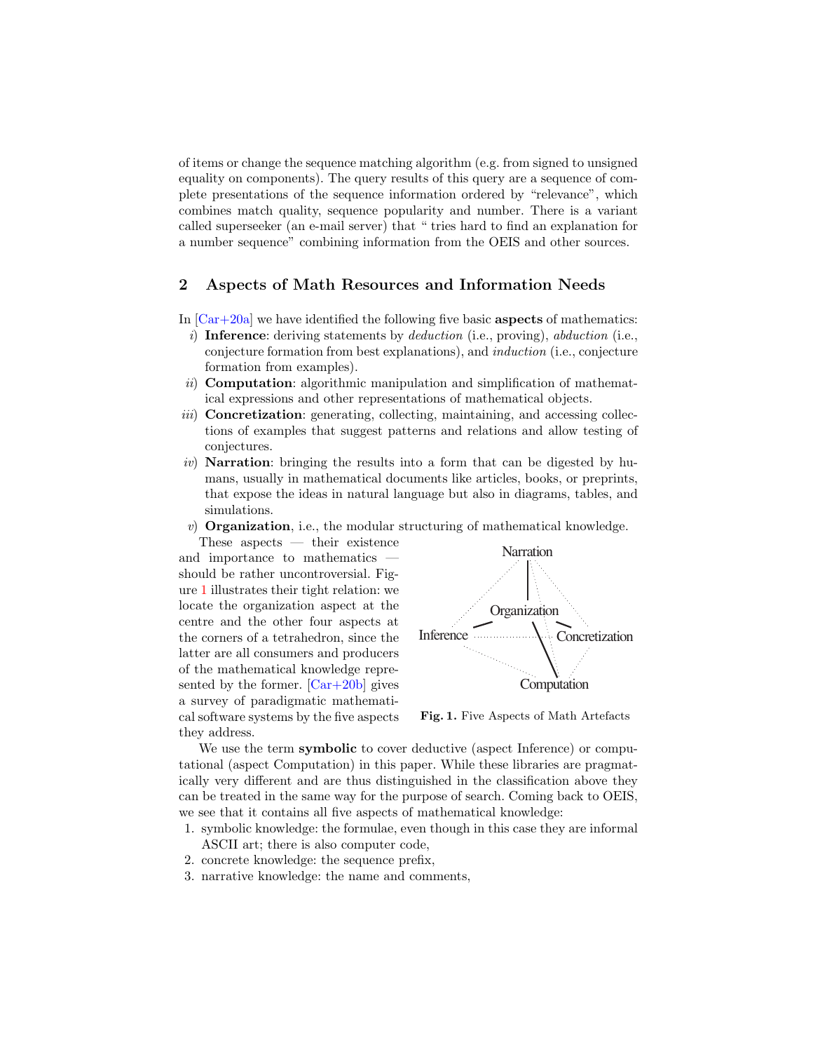of items or change the sequence matching algorithm (e.g. from signed to unsigned equality on components). The query results of this query are a sequence of complete presentations of the sequence information ordered by "relevance", which combines match quality, sequence popularity and number. There is a variant called superseeker (an e-mail server) that " tries hard to find an explanation for a number sequence" combining information from the OEIS and other sources.

## 2 Aspects of Math Resources and Information Needs

In [Car+20a] we have identified the following five basic **aspects** of mathematics:

*i*) **Inference**: deriving statements by *deduction* (i.e., proving), *abduction* (i.e., conjecture formation from best explanations), and *induction* (i.e., conjecture formation from examples).

*ii*) **Computation**: algorithmic manipulation and simplification of mathematical expressions and other representations of mathematical objects.

*iii*) **Concretization**: generating, collecting, maintaining, and accessing collections of examples that suggest patterns and relations and allow testing of conjectures.

*iv*) **Narration**: bringing the results into a form that can be digested by humans, usually in mathematical documents like articles, books, or preprints, that expose the ideas in natural language but also in diagrams, tables, and simulations.

*v*) **Organization**, i.e., the modular structuring of mathematical knowledge.

These aspects — their existence and importance to mathematics — should be rather uncontroversial. Figure 1 illustrates their tight relation: we locate the organization aspect at the centre and the other four aspects at the corners of a tetrahedron, since the latter are all consumers and producers of the mathematical knowledge represented by the former. [Car+20b] gives a survey of paradigmatic mathematical software systems by the five aspects they address.

Narration — Organization — Inference — Concretization — Computation

**Fig. 1.** Five Aspects of Math Artefacts

We use the term **symbolic** to cover deductive (aspect Inference) or computational (aspect Computation) in this paper. While these libraries are pragmatically very different and are thus distinguished in the classification above they can be treated in the same way for the purpose of search. Coming back to OEIS, we see that it contains all five aspects of mathematical knowledge:

1. symbolic knowledge: the formulae, even though in this case they are informal ASCII art; there is also computer code,
2. concrete knowledge: the sequence prefix,
3. narrative knowledge: the name and comments,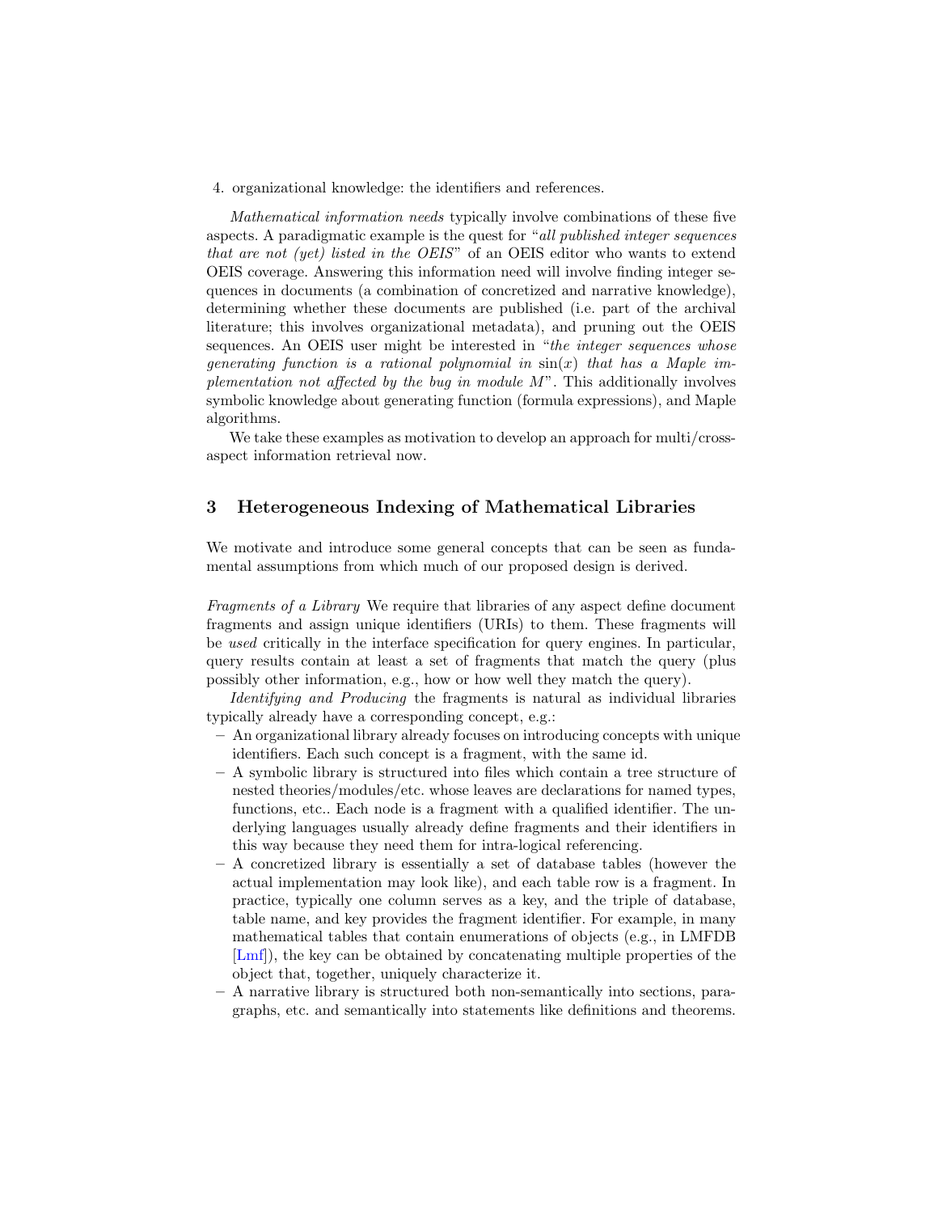4. organizational knowledge: the identifiers and references.

*Mathematical information needs* typically involve combinations of these five aspects. A paradigmatic example is the quest for "*all published integer sequences that are not (yet) listed in the OEIS*" of an OEIS editor who wants to extend OEIS coverage. Answering this information need will involve finding integer sequences in documents (a combination of concretized and narrative knowledge), determining whether these documents are published (i.e. part of the archival literature; this involves organizational metadata), and pruning out the OEIS sequences. An OEIS user might be interested in "*the integer sequences whose generating function is a rational polynomial in* $\sin(x)$ *that has a Maple implementation not affected by the bug in module M*". This additionally involves symbolic knowledge about generating function (formula expressions), and Maple algorithms.

We take these examples as motivation to develop an approach for multi/cross-aspect information retrieval now.

## 3 Heterogeneous Indexing of Mathematical Libraries

We motivate and introduce some general concepts that can be seen as fundamental assumptions from which much of our proposed design is derived.

*Fragments of a Library* We require that libraries of any aspect define document fragments and assign unique identifiers (URIs) to them. These fragments will be *used* critically in the interface specification for query engines. In particular, query results contain at least a set of fragments that match the query (plus possibly other information, e.g., how or how well they match the query).

*Identifying and Producing* the fragments is natural as individual libraries typically already have a corresponding concept, e.g.:

- An organizational library already focuses on introducing concepts with unique identifiers. Each such concept is a fragment, with the same id.
- A symbolic library is structured into files which contain a tree structure of nested theories/modules/etc. whose leaves are declarations for named types, functions, etc.. Each node is a fragment with a qualified identifier. The underlying languages usually already define fragments and their identifiers in this way because they need them for intra-logical referencing.
- A concretized library is essentially a set of database tables (however the actual implementation may look like), and each table row is a fragment. In practice, typically one column serves as a key, and the triple of database, table name, and key provides the fragment identifier. For example, in many mathematical tables that contain enumerations of objects (e.g., in LMFDB [Lmf]), the key can be obtained by concatenating multiple properties of the object that, together, uniquely characterize it.
- A narrative library is structured both non-semantically into sections, paragraphs, etc. and semantically into statements like definitions and theorems.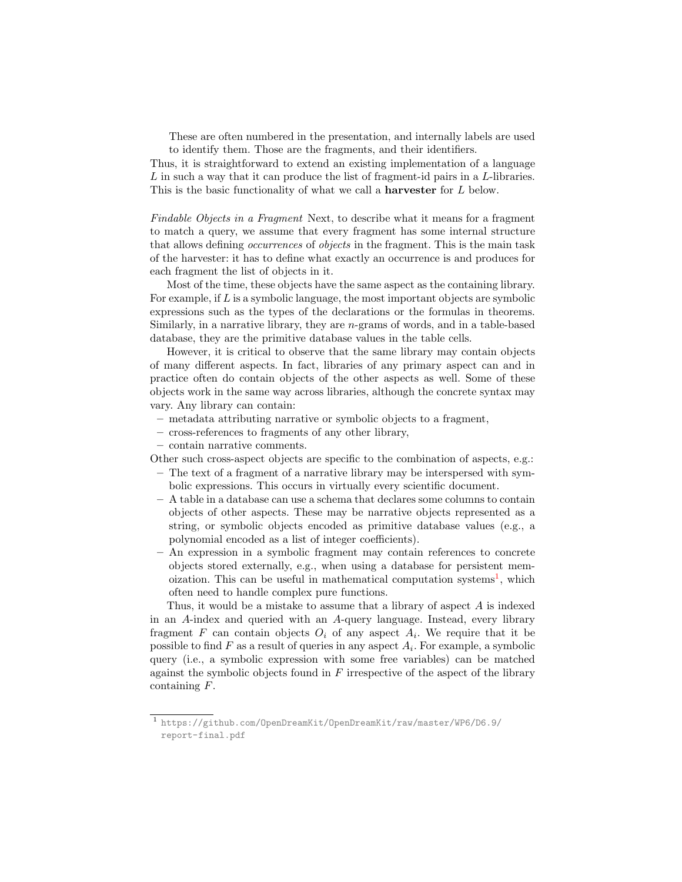These are often numbered in the presentation, and internally labels are used to identify them. Those are the fragments, and their identifiers.

Thus, it is straightforward to extend an existing implementation of a language $L$ in such a way that it can produce the list of fragment-id pairs in a $L$-libraries. This is the basic functionality of what we call a **harvester** for $L$ below.

*Findable Objects in a Fragment* Next, to describe what it means for a fragment to match a query, we assume that every fragment has some internal structure that allows defining *occurrences* of *objects* in the fragment. This is the main task of the harvester: it has to define what exactly an occurrence is and produces for each fragment the list of objects in it.

Most of the time, these objects have the same aspect as the containing library. For example, if $L$ is a symbolic language, the most important objects are symbolic expressions such as the types of the declarations or the formulas in theorems. Similarly, in a narrative library, they are $n$-grams of words, and in a table-based database, they are the primitive database values in the table cells.

However, it is critical to observe that the same library may contain objects of many different aspects. In fact, libraries of any primary aspect can and in practice often do contain objects of the other aspects as well. Some of these objects work in the same way across libraries, although the concrete syntax may vary. Any library can contain:

- metadata attributing narrative or symbolic objects to a fragment,
- cross-references to fragments of any other library,
- contain narrative comments.

Other such cross-aspect objects are specific to the combination of aspects, e.g.:

- The text of a fragment of a narrative library may be interspersed with symbolic expressions. This occurs in virtually every scientific document.
- A table in a database can use a schema that declares some columns to contain objects of other aspects. These may be narrative objects represented as a string, or symbolic objects encoded as primitive database values (e.g., a polynomial encoded as a list of integer coefficients).
- An expression in a symbolic fragment may contain references to concrete objects stored externally, e.g., when using a database for persistent memoization. This can be useful in mathematical computation systems[1], which often need to handle complex pure functions.

Thus, it would be a mistake to assume that a library of aspect $A$ is indexed in an $A$-index and queried with an $A$-query language. Instead, every library fragment $F$ can contain objects $O_i$ of any aspect $A_i$. We require that it be possible to find $F$ as a result of queries in any aspect $A_i$. For example, a symbolic query (i.e., a symbolic expression with some free variables) can be matched against the symbolic objects found in $F$ irrespective of the aspect of the library containing $F$.

[1] https://github.com/OpenDreamKit/OpenDreamKit/raw/master/WP6/D6.9/report-final.pdf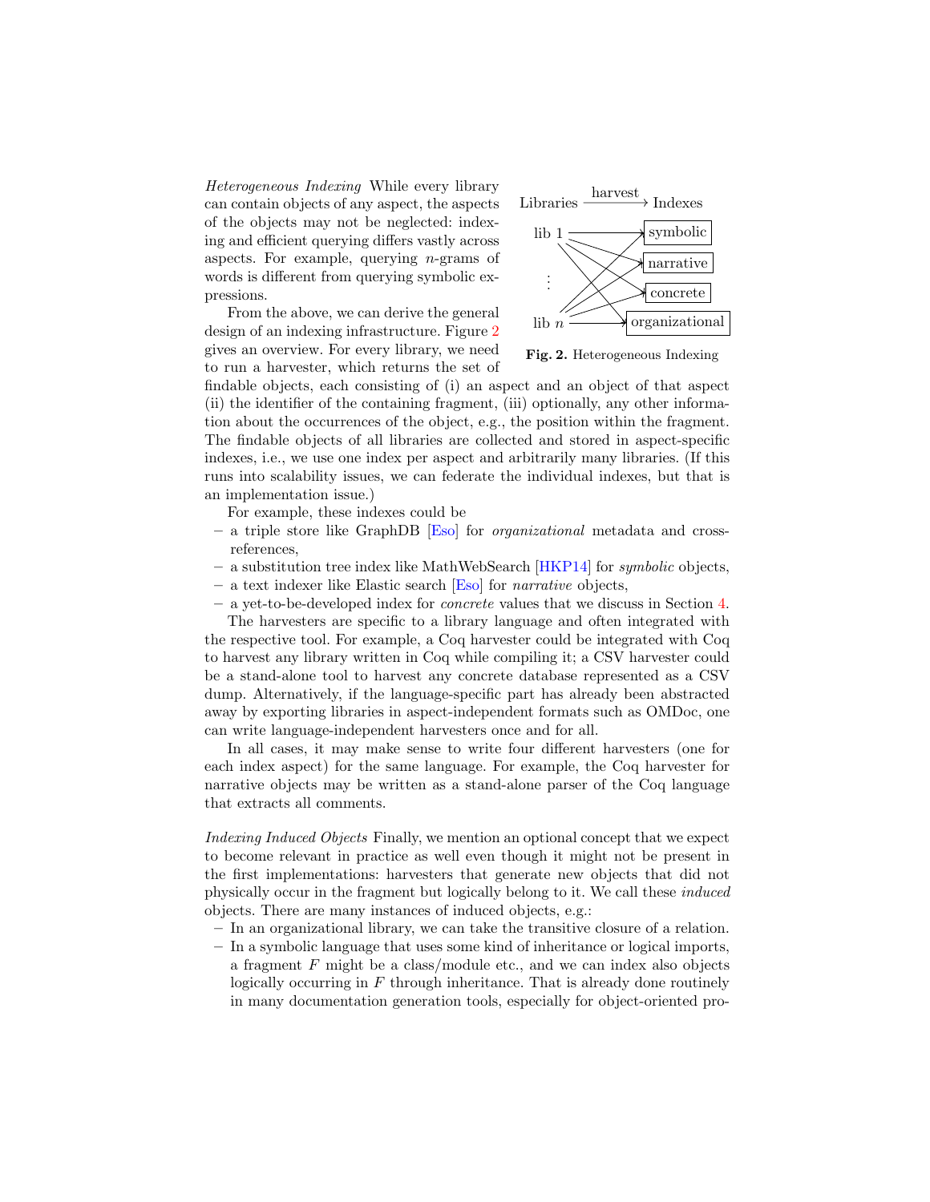*Heterogeneous Indexing* While every library can contain objects of any aspect, the aspects of the objects may not be neglected: indexing and efficient querying differs vastly across aspects. For example, querying $n$-grams of words is different from querying symbolic expressions.

From the above, we can derive the general design of an indexing infrastructure. Figure 2 gives an overview. For every library, we need to run a harvester, which returns the set of findable objects, each consisting of (i) an aspect and an object of that aspect (ii) the identifier of the containing fragment, (iii) optionally, any other information about the occurrences of the object, e.g., the position within the fragment. The findable objects of all libraries are collected and stored in aspect-specific indexes, i.e., we use one index per aspect and arbitrarily many libraries. (If this runs into scalability issues, we can federate the individual indexes, but that is an implementation issue.)

Libraries
harvest
Indexes
lib 1
⋮
lib $n$
symbolic
narrative
concrete
organizational

**Fig. 2.** Heterogeneous Indexing

For example, these indexes could be

- a triple store like GraphDB [Eso] for *organizational* metadata and cross-references,
- a substitution tree index like MathWebSearch [HKP14] for *symbolic* objects,
- a text indexer like Elastic search [Eso] for *narrative* objects,
- a yet-to-be-developed index for *concrete* values that we discuss in Section 4.

The harvesters are specific to a library language and often integrated with the respective tool. For example, a Coq harvester could be integrated with Coq to harvest any library written in Coq while compiling it; a CSV harvester could be a stand-alone tool to harvest any concrete database represented as a CSV dump. Alternatively, if the language-specific part has already been abstracted away by exporting libraries in aspect-independent formats such as OMDoc, one can write language-independent harvesters once and for all.

In all cases, it may make sense to write four different harvesters (one for each index aspect) for the same language. For example, the Coq harvester for narrative objects may be written as a stand-alone parser of the Coq language that extracts all comments.

*Indexing Induced Objects* Finally, we mention an optional concept that we expect to become relevant in practice as well even though it might not be present in the first implementations: harvesters that generate new objects that did not physically occur in the fragment but logically belong to it. We call these *induced* objects. There are many instances of induced objects, e.g.:

- In an organizational library, we can take the transitive closure of a relation.
- In a symbolic language that uses some kind of inheritance or logical imports, a fragment $F$ might be a class/module etc., and we can index also objects logically occurring in $F$ through inheritance. That is already done routinely in many documentation generation tools, especially for object-oriented pro-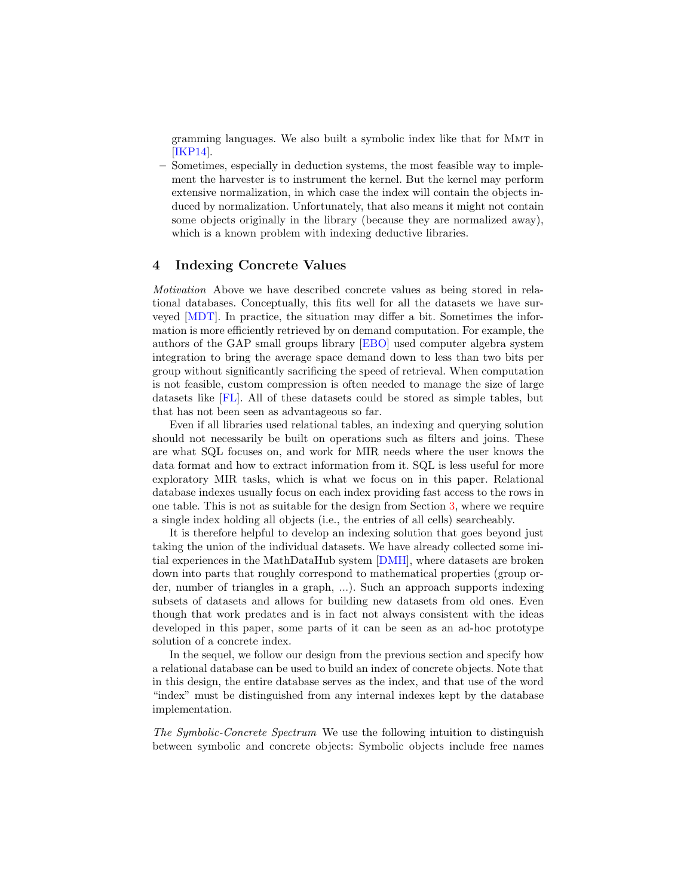gramming languages. We also built a symbolic index like that for MMT in [IKP14].

– Sometimes, especially in deduction systems, the most feasible way to implement the harvester is to instrument the kernel. But the kernel may perform extensive normalization, in which case the index will contain the objects induced by normalization. Unfortunately, that also means it might not contain some objects originally in the library (because they are normalized away), which is a known problem with indexing deductive libraries.

## 4 Indexing Concrete Values

*Motivation* Above we have described concrete values as being stored in relational databases. Conceptually, this fits well for all the datasets we have surveyed [MDT]. In practice, the situation may differ a bit. Sometimes the information is more efficiently retrieved by on demand computation. For example, the authors of the GAP small groups library [EBO] used computer algebra system integration to bring the average space demand down to less than two bits per group without significantly sacrificing the speed of retrieval. When computation is not feasible, custom compression is often needed to manage the size of large datasets like [FL]. All of these datasets could be stored as simple tables, but that has not been seen as advantageous so far.

Even if all libraries used relational tables, an indexing and querying solution should not necessarily be built on operations such as filters and joins. These are what SQL focuses on, and work for MIR needs where the user knows the data format and how to extract information from it. SQL is less useful for more exploratory MIR tasks, which is what we focus on in this paper. Relational database indexes usually focus on each index providing fast access to the rows in one table. This is not as suitable for the design from Section 3, where we require a single index holding all objects (i.e., the entries of all cells) searcheably.

It is therefore helpful to develop an indexing solution that goes beyond just taking the union of the individual datasets. We have already collected some initial experiences in the MathDataHub system [DMH], where datasets are broken down into parts that roughly correspond to mathematical properties (group order, number of triangles in a graph, ...). Such an approach supports indexing subsets of datasets and allows for building new datasets from old ones. Even though that work predates and is in fact not always consistent with the ideas developed in this paper, some parts of it can be seen as an ad-hoc prototype solution of a concrete index.

In the sequel, we follow our design from the previous section and specify how a relational database can be used to build an index of concrete objects. Note that in this design, the entire database serves as the index, and that use of the word "index" must be distinguished from any internal indexes kept by the database implementation.

*The Symbolic-Concrete Spectrum* We use the following intuition to distinguish between symbolic and concrete objects: Symbolic objects include free names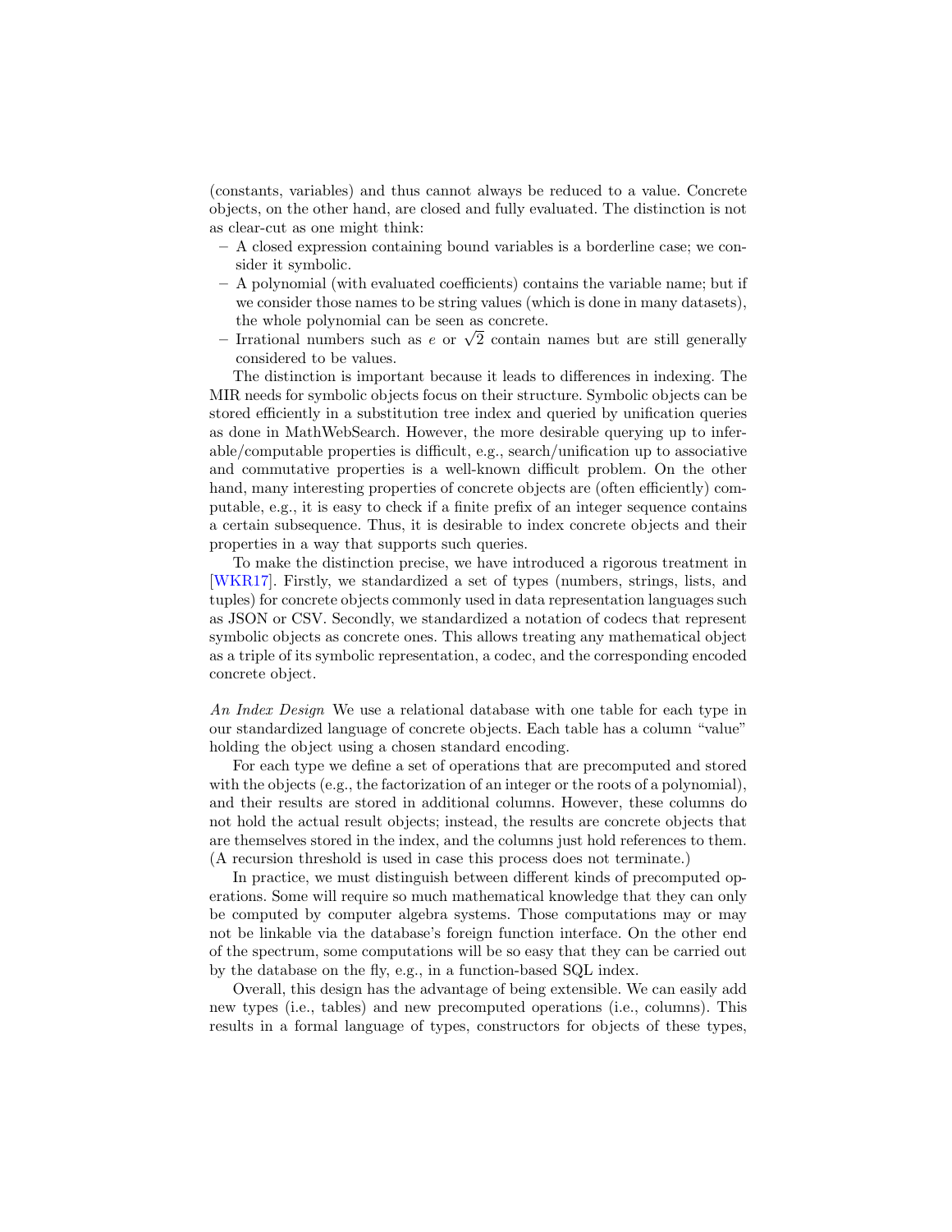(constants, variables) and thus cannot always be reduced to a value. Concrete objects, on the other hand, are closed and fully evaluated. The distinction is not as clear-cut as one might think:

- A closed expression containing bound variables is a borderline case; we consider it symbolic.
- A polynomial (with evaluated coefficients) contains the variable name; but if we consider those names to be string values (which is done in many datasets), the whole polynomial can be seen as concrete.
- Irrational numbers such as $e$ or $\sqrt{2}$ contain names but are still generally considered to be values.

The distinction is important because it leads to differences in indexing. The MIR needs for symbolic objects focus on their structure. Symbolic objects can be stored efficiently in a substitution tree index and queried by unification queries as done in MathWebSearch. However, the more desirable querying up to inferable/computable properties is difficult, e.g., search/unification up to associative and commutative properties is a well-known difficult problem. On the other hand, many interesting properties of concrete objects are (often efficiently) computable, e.g., it is easy to check if a finite prefix of an integer sequence contains a certain subsequence. Thus, it is desirable to index concrete objects and their properties in a way that supports such queries.

To make the distinction precise, we have introduced a rigorous treatment in [WKR17]. Firstly, we standardized a set of types (numbers, strings, lists, and tuples) for concrete objects commonly used in data representation languages such as JSON or CSV. Secondly, we standardized a notation of codecs that represent symbolic objects as concrete ones. This allows treating any mathematical object as a triple of its symbolic representation, a codec, and the corresponding encoded concrete object.

*An Index Design* We use a relational database with one table for each type in our standardized language of concrete objects. Each table has a column "value" holding the object using a chosen standard encoding.

For each type we define a set of operations that are precomputed and stored with the objects (e.g., the factorization of an integer or the roots of a polynomial), and their results are stored in additional columns. However, these columns do not hold the actual result objects; instead, the results are concrete objects that are themselves stored in the index, and the columns just hold references to them. (A recursion threshold is used in case this process does not terminate.)

In practice, we must distinguish between different kinds of precomputed operations. Some will require so much mathematical knowledge that they can only be computed by computer algebra systems. Those computations may or may not be linkable via the database's foreign function interface. On the other end of the spectrum, some computations will be so easy that they can be carried out by the database on the fly, e.g., in a function-based SQL index.

Overall, this design has the advantage of being extensible. We can easily add new types (i.e., tables) and new precomputed operations (i.e., columns). This results in a formal language of types, constructors for objects of these types,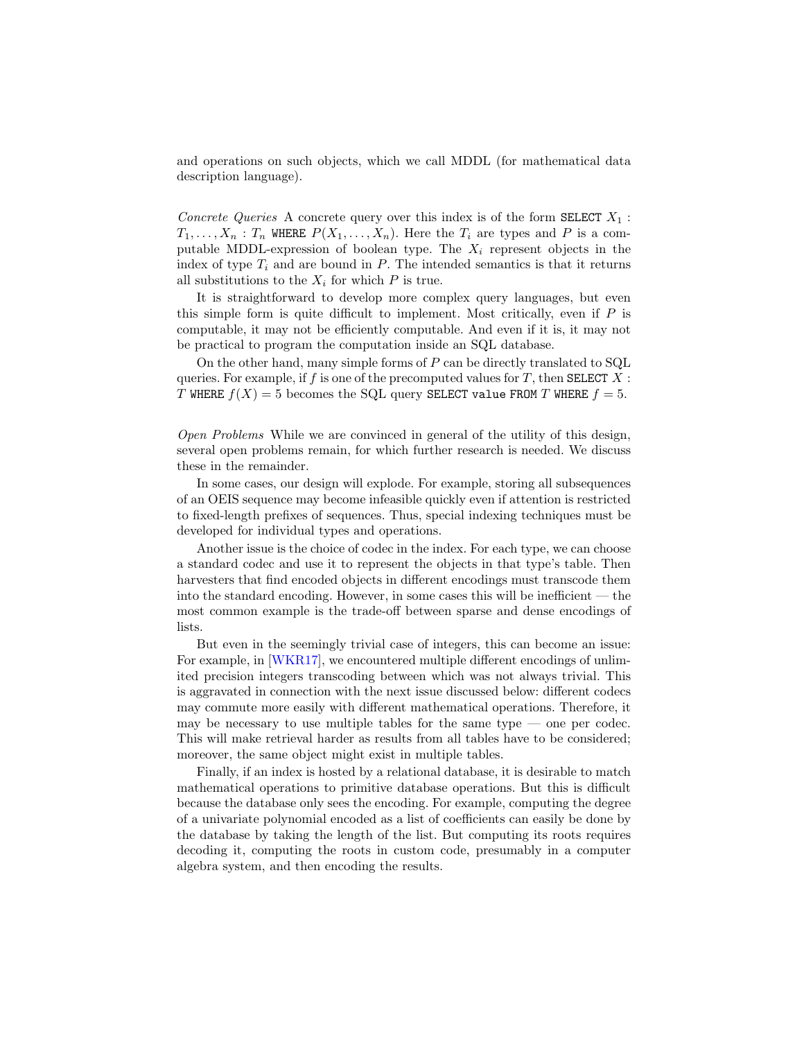and operations on such objects, which we call MDDL (for mathematical data description language).

*Concrete Queries* A concrete query over this index is of the form `SELECT` $X_1 : T_1, \ldots, X_n : T_n$ `WHERE` $P(X_1, \ldots, X_n)$. Here the $T_i$ are types and $P$ is a computable MDDL-expression of boolean type. The $X_i$ represent objects in the index of type $T_i$ and are bound in $P$. The intended semantics is that it returns all substitutions to the $X_i$ for which $P$ is true.

It is straightforward to develop more complex query languages, but even this simple form is quite difficult to implement. Most critically, even if $P$ is computable, it may not be efficiently computable. And even if it is, it may not be practical to program the computation inside an SQL database.

On the other hand, many simple forms of $P$ can be directly translated to SQL queries. For example, if $f$ is one of the precomputed values for $T$, then `SELECT` $X : T$ `WHERE` $f(X) = 5$ becomes the SQL query `SELECT value FROM` $T$ `WHERE` $f = 5$.

*Open Problems* While we are convinced in general of the utility of this design, several open problems remain, for which further research is needed. We discuss these in the remainder.

In some cases, our design will explode. For example, storing all subsequences of an OEIS sequence may become infeasible quickly even if attention is restricted to fixed-length prefixes of sequences. Thus, special indexing techniques must be developed for individual types and operations.

Another issue is the choice of codec in the index. For each type, we can choose a standard codec and use it to represent the objects in that type's table. Then harvesters that find encoded objects in different encodings must transcode them into the standard encoding. However, in some cases this will be inefficient — the most common example is the trade-off between sparse and dense encodings of lists.

But even in the seemingly trivial case of integers, this can become an issue: For example, in [WKR17], we encountered multiple different encodings of unlimited precision integers transcoding between which was not always trivial. This is aggravated in connection with the next issue discussed below: different codecs may commute more easily with different mathematical operations. Therefore, it may be necessary to use multiple tables for the same type — one per codec. This will make retrieval harder as results from all tables have to be considered; moreover, the same object might exist in multiple tables.

Finally, if an index is hosted by a relational database, it is desirable to match mathematical operations to primitive database operations. But this is difficult because the database only sees the encoding. For example, computing the degree of a univariate polynomial encoded as a list of coefficients can easily be done by the database by taking the length of the list. But computing its roots requires decoding it, computing the roots in custom code, presumably in a computer algebra system, and then encoding the results.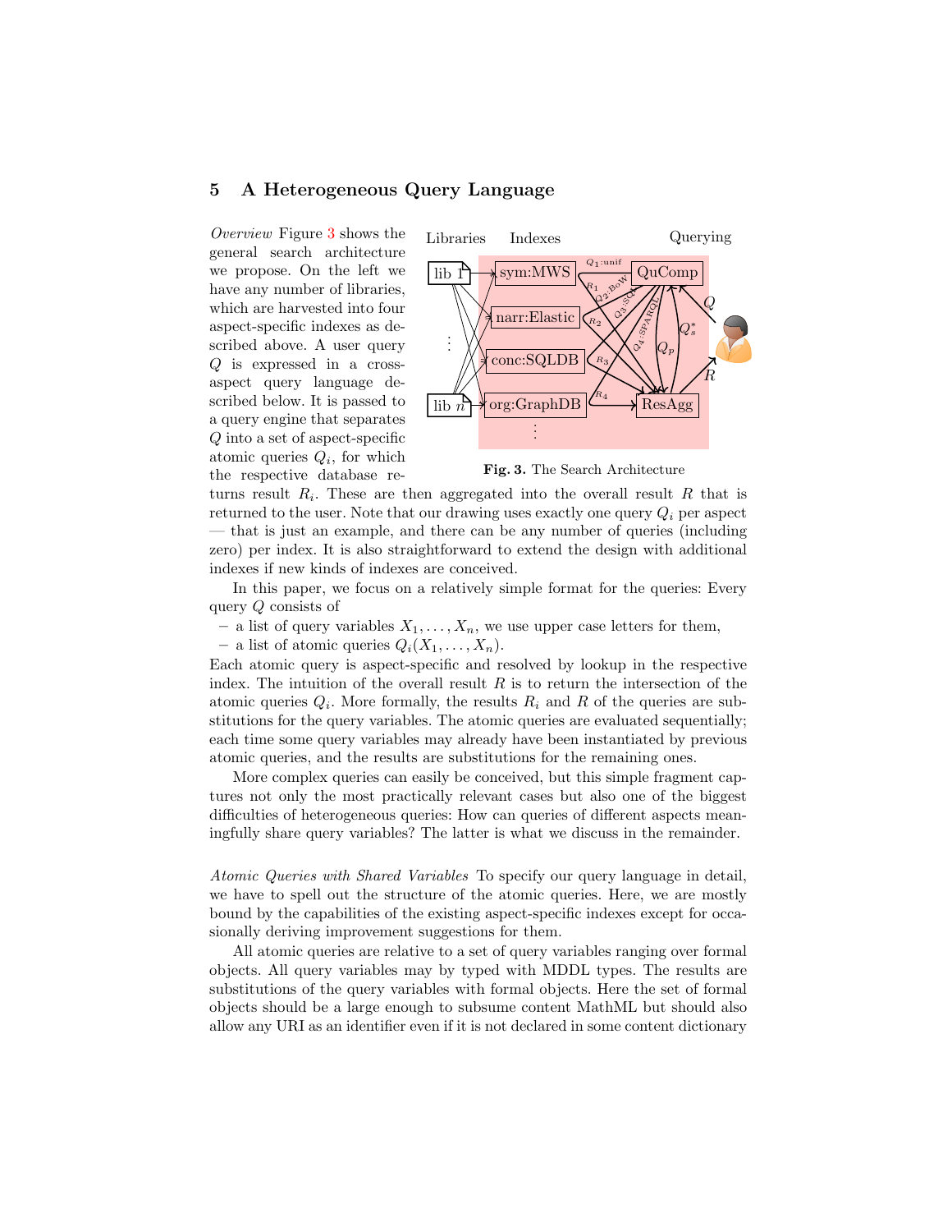## 5 A Heterogeneous Query Language

*Overview* Figure 3 shows the general search architecture we propose. On the left we have any number of libraries, which are harvested into four aspect-specific indexes as described above. A user query $Q$ is expressed in a cross-aspect query language described below. It is passed to a query engine that separates $Q$ into a set of aspect-specific atomic queries $Q_i$, for which the respective database returns result $R_i$. These are then aggregated into the overall result $R$ that is returned to the user. Note that our drawing uses exactly one query $Q_i$ per aspect — that is just an example, and there can be any number of queries (including zero) per index. It is also straightforward to extend the design with additional indexes if new kinds of indexes are conceived.

**Fig. 3.** The Search Architecture

In this paper, we focus on a relatively simple format for the queries: Every query $Q$ consists of

- a list of query variables $X_1, \ldots, X_n$, we use upper case letters for them,
- a list of atomic queries $Q_i(X_1, \ldots, X_n)$.

Each atomic query is aspect-specific and resolved by lookup in the respective index. The intuition of the overall result $R$ is to return the intersection of the atomic queries $Q_i$. More formally, the results $R_i$ and $R$ of the queries are substitutions for the query variables. The atomic queries are evaluated sequentially; each time some query variables may already have been instantiated by previous atomic queries, and the results are substitutions for the remaining ones.

More complex queries can easily be conceived, but this simple fragment captures not only the most practically relevant cases but also one of the biggest difficulties of heterogeneous queries: How can queries of different aspects meaningfully share query variables? The latter is what we discuss in the remainder.

*Atomic Queries with Shared Variables* To specify our query language in detail, we have to spell out the structure of the atomic queries. Here, we are mostly bound by the capabilities of the existing aspect-specific indexes except for occasionally deriving improvement suggestions for them.

All atomic queries are relative to a set of query variables ranging over formal objects. All query variables may by typed with MDDL types. The results are substitutions of the query variables with formal objects. Here the set of formal objects should be a large enough to subsume content MathML but should also allow any URI as an identifier even if it is not declared in some content dictionary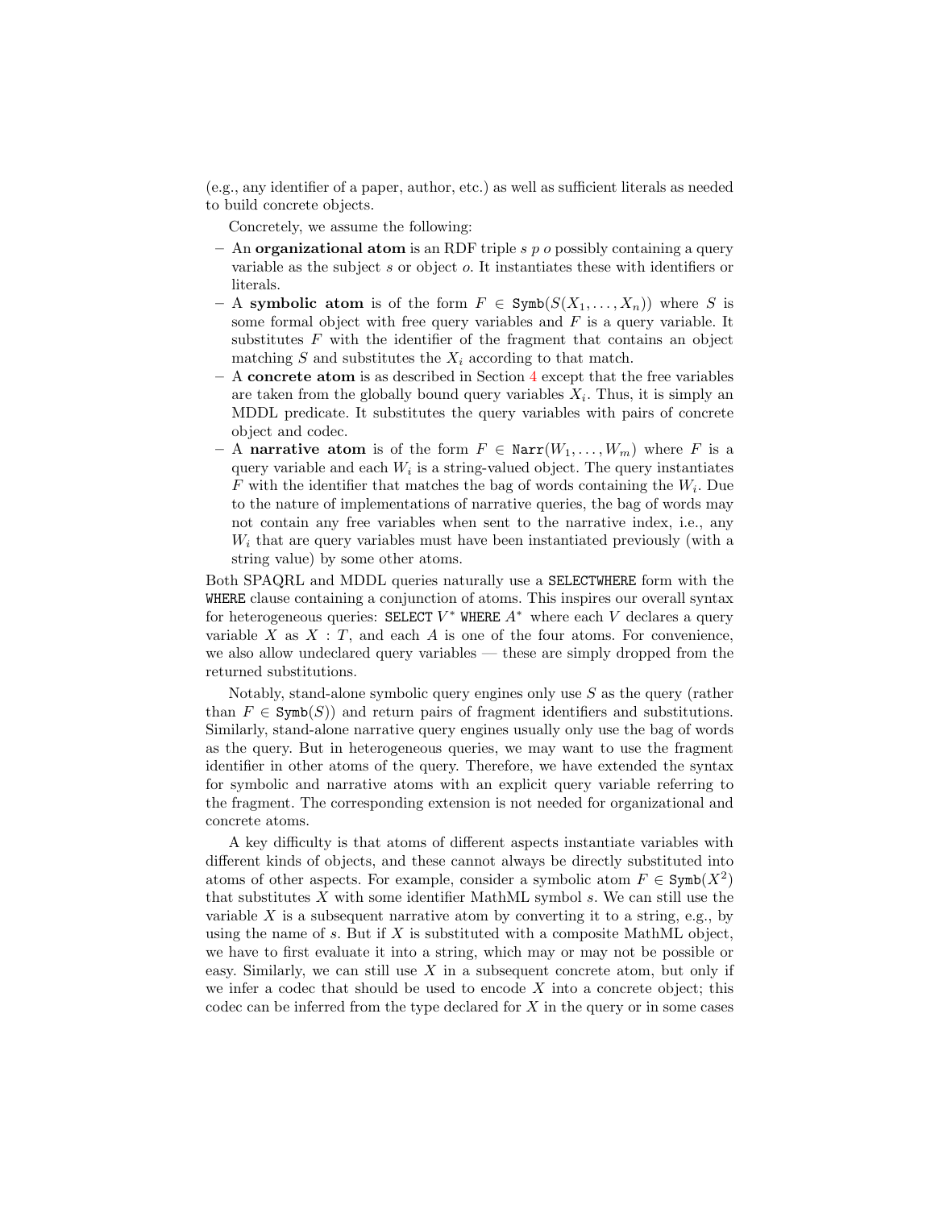(e.g., any identifier of a paper, author, etc.) as well as sufficient literals as needed to build concrete objects.

Concretely, we assume the following:

- An **organizational atom** is an RDF triple $s\ p\ o$ possibly containing a query variable as the subject $s$ or object $o$. It instantiates these with identifiers or literals.
- A **symbolic atom** is of the form $F \in \texttt{Symb}(S(X_1, \ldots, X_n))$ where $S$ is some formal object with free query variables and $F$ is a query variable. It substitutes $F$ with the identifier of the fragment that contains an object matching $S$ and substitutes the $X_i$ according to that match.
- A **concrete atom** is as described in Section 4 except that the free variables are taken from the globally bound query variables $X_i$. Thus, it is simply an MDDL predicate. It substitutes the query variables with pairs of concrete object and codec.
- A **narrative atom** is of the form $F \in \texttt{Narr}(W_1, \ldots, W_m)$ where $F$ is a query variable and each $W_i$ is a string-valued object. The query instantiates $F$ with the identifier that matches the bag of words containing the $W_i$. Due to the nature of implementations of narrative queries, the bag of words may not contain any free variables when sent to the narrative index, i.e., any $W_i$ that are query variables must have been instantiated previously (with a string value) by some other atoms.

Both SPAQRL and MDDL queries naturally use a `SELECTWHERE` form with the `WHERE` clause containing a conjunction of atoms. This inspires our overall syntax for heterogeneous queries: `SELECT` $V^*$ `WHERE` $A^*$ where each $V$ declares a query variable $X$ as $X : T$, and each $A$ is one of the four atoms. For convenience, we also allow undeclared query variables — these are simply dropped from the returned substitutions.

Notably, stand-alone symbolic query engines only use $S$ as the query (rather than $F \in \texttt{Symb}(S)$) and return pairs of fragment identifiers and substitutions. Similarly, stand-alone narrative query engines usually only use the bag of words as the query. But in heterogeneous queries, we may want to use the fragment identifier in other atoms of the query. Therefore, we have extended the syntax for symbolic and narrative atoms with an explicit query variable referring to the fragment. The corresponding extension is not needed for organizational and concrete atoms.

A key difficulty is that atoms of different aspects instantiate variables with different kinds of objects, and these cannot always be directly substituted into atoms of other aspects. For example, consider a symbolic atom $F \in \texttt{Symb}(X^2)$ that substitutes $X$ with some identifier MathML symbol $s$. We can still use the variable $X$ is a subsequent narrative atom by converting it to a string, e.g., by using the name of $s$. But if $X$ is substituted with a composite MathML object, we have to first evaluate it into a string, which may or may not be possible or easy. Similarly, we can still use $X$ in a subsequent concrete atom, but only if we infer a codec that should be used to encode $X$ into a concrete object; this codec can be inferred from the type declared for $X$ in the query or in some cases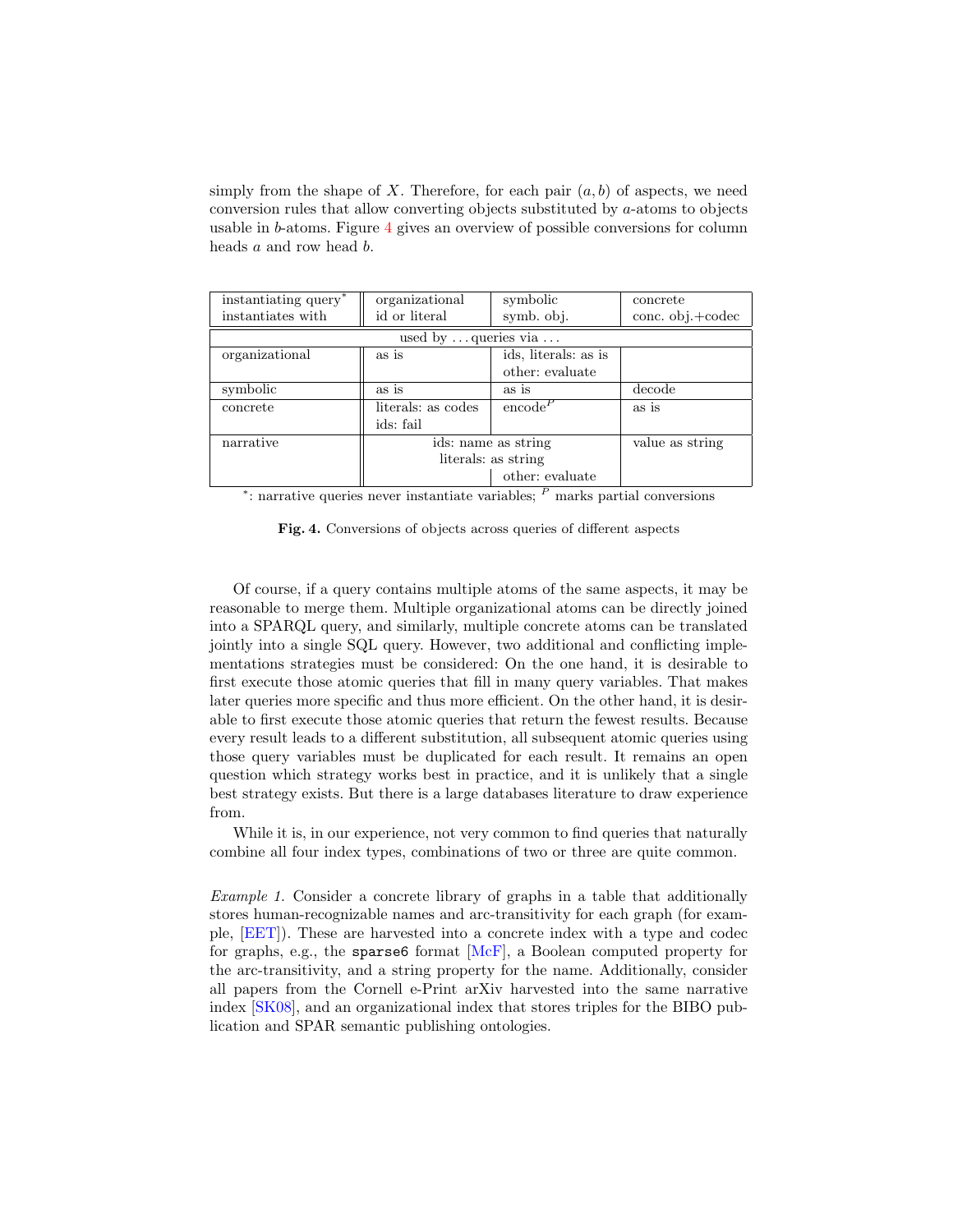simply from the shape of $X$. Therefore, for each pair $(a, b)$ of aspects, we need conversion rules that allow converting objects substituted by $a$-atoms to objects usable in $b$-atoms. Figure 4 gives an overview of possible conversions for column heads $a$ and row head $b$.

| instantiating query* instantiates with | organizational id or literal | symbolic symb. obj. | concrete conc. obj.+codec |
|---|---|---|---|
| *used by … queries via …* | | | |
| organizational | as is | ids, literals: as is other: evaluate | |
| symbolic | as is | as is | decode |
| concrete | literals: as codes ids: fail | encode$^P$ | as is |
| narrative | ids: name as string literals: as string | ids: name as string literals: as string other: evaluate | value as string |

*: narrative queries never instantiate variables; $^P$ marks partial conversions

**Fig. 4.** Conversions of objects across queries of different aspects

Of course, if a query contains multiple atoms of the same aspects, it may be reasonable to merge them. Multiple organizational atoms can be directly joined into a SPARQL query, and similarly, multiple concrete atoms can be translated jointly into a single SQL query. However, two additional and conflicting implementations strategies must be considered: On the one hand, it is desirable to first execute those atomic queries that fill in many query variables. That makes later queries more specific and thus more efficient. On the other hand, it is desirable to first execute those atomic queries that return the fewest results. Because every result leads to a different substitution, all subsequent atomic queries using those query variables must be duplicated for each result. It remains an open question which strategy works best in practice, and it is unlikely that a single best strategy exists. But there is a large databases literature to draw experience from.

While it is, in our experience, not very common to find queries that naturally combine all four index types, combinations of two or three are quite common.

*Example 1.* Consider a concrete library of graphs in a table that additionally stores human-recognizable names and arc-transitivity for each graph (for example, [EET]). These are harvested into a concrete index with a type and codec for graphs, e.g., the `sparse6` format [McF], a Boolean computed property for the arc-transitivity, and a string property for the name. Additionally, consider all papers from the Cornell e-Print arXiv harvested into the same narrative index [SK08], and an organizational index that stores triples for the BIBO publication and SPAR semantic publishing ontologies.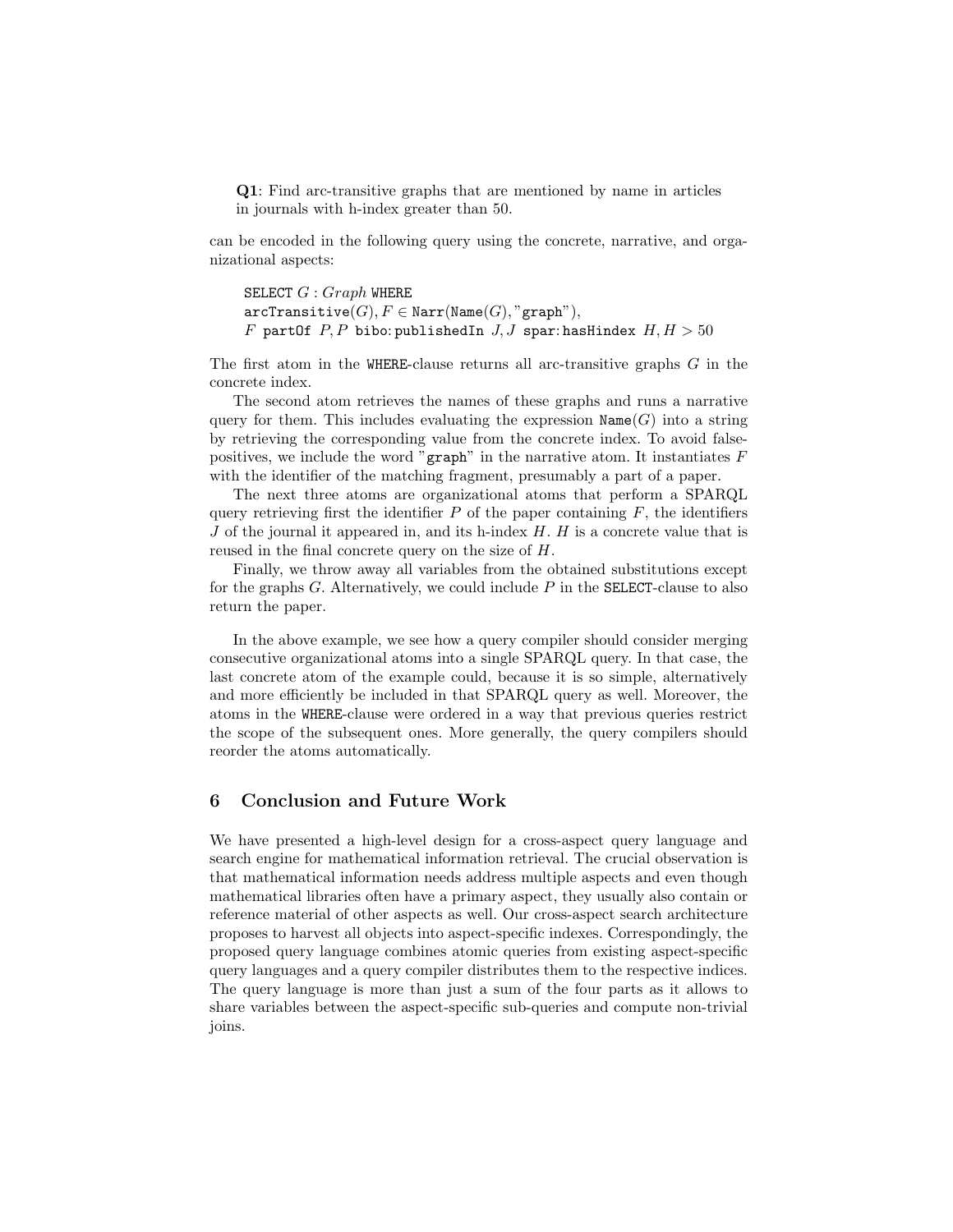**Q1**: Find arc-transitive graphs that are mentioned by name in articles in journals with h-index greater than 50.

can be encoded in the following query using the concrete, narrative, and organizational aspects:

$$
\begin{array}{l}
\texttt{SELECT}\ G : \mathit{Graph}\ \texttt{WHERE} \\
\texttt{arcTransitive}(G), F \in \texttt{Narr}(\texttt{Name}(G), \texttt{"graph"}), \\
F\ \texttt{partOf}\ P, P\ \texttt{bibo:publishedIn}\ J, J\ \texttt{spar:hasHindex}\ H, H > 50
\end{array}
$$

The first atom in the WHERE-clause returns all arc-transitive graphs $G$ in the concrete index.

The second atom retrieves the names of these graphs and runs a narrative query for them. This includes evaluating the expression $\texttt{Name}(G)$ into a string by retrieving the corresponding value from the concrete index. To avoid false-positives, we include the word "graph" in the narrative atom. It instantiates $F$ with the identifier of the matching fragment, presumably a part of a paper.

The next three atoms are organizational atoms that perform a SPARQL query retrieving first the identifier $P$ of the paper containing $F$, the identifiers $J$ of the journal it appeared in, and its h-index $H$. $H$ is a concrete value that is reused in the final concrete query on the size of $H$.

Finally, we throw away all variables from the obtained substitutions except for the graphs $G$. Alternatively, we could include $P$ in the SELECT-clause to also return the paper.

In the above example, we see how a query compiler should consider merging consecutive organizational atoms into a single SPARQL query. In that case, the last concrete atom of the example could, because it is so simple, alternatively and more efficiently be included in that SPARQL query as well. Moreover, the atoms in the WHERE-clause were ordered in a way that previous queries restrict the scope of the subsequent ones. More generally, the query compilers should reorder the atoms automatically.

## 6 Conclusion and Future Work

We have presented a high-level design for a cross-aspect query language and search engine for mathematical information retrieval. The crucial observation is that mathematical information needs address multiple aspects and even though mathematical libraries often have a primary aspect, they usually also contain or reference material of other aspects as well. Our cross-aspect search architecture proposes to harvest all objects into aspect-specific indexes. Correspondingly, the proposed query language combines atomic queries from existing aspect-specific query languages and a query compiler distributes them to the respective indices. The query language is more than just a sum of the four parts as it allows to share variables between the aspect-specific sub-queries and compute non-trivial joins.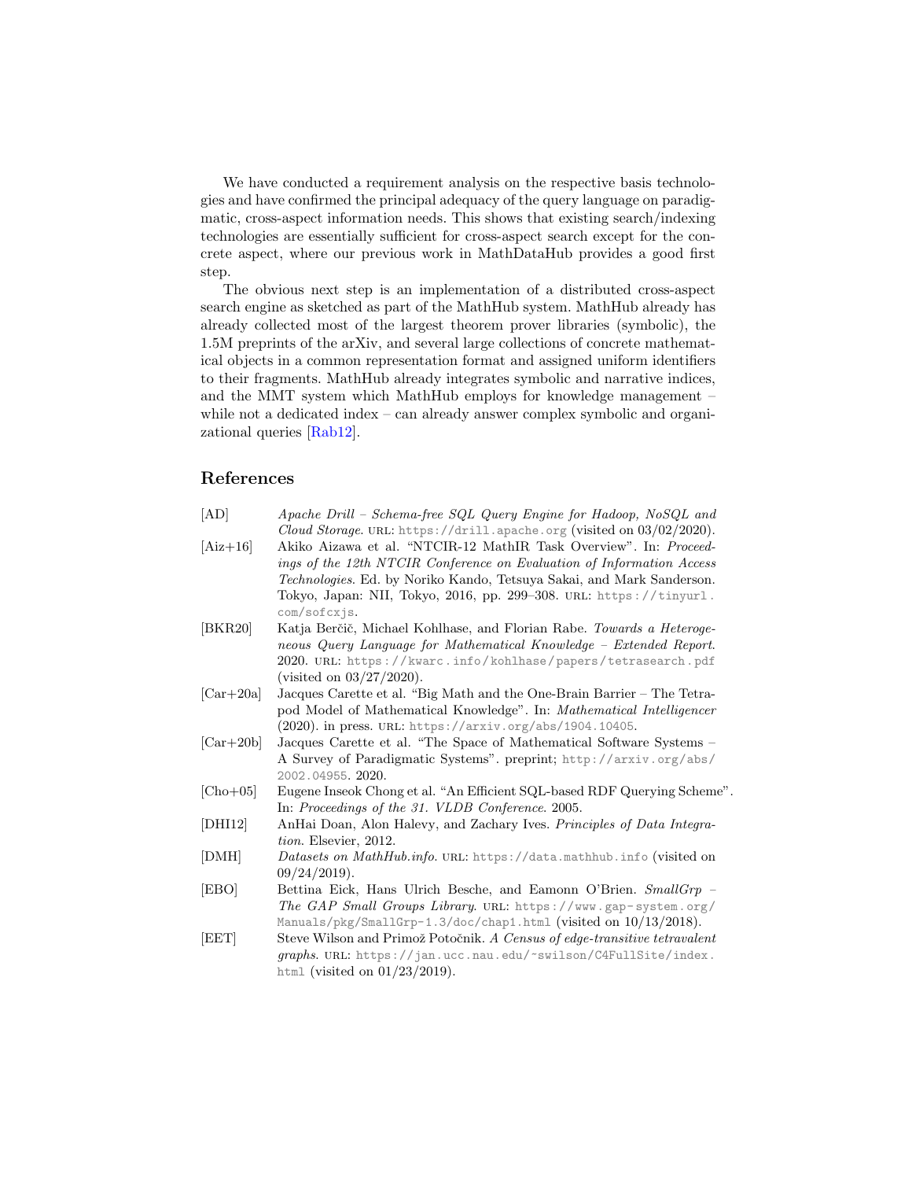We have conducted a requirement analysis on the respective basis technologies and have confirmed the principal adequacy of the query language on paradigmatic, cross-aspect information needs. This shows that existing search/indexing technologies are essentially sufficient for cross-aspect search except for the concrete aspect, where our previous work in MathDataHub provides a good first step.

The obvious next step is an implementation of a distributed cross-aspect search engine as sketched as part of the MathHub system. MathHub already has already collected most of the largest theorem prover libraries (symbolic), the 1.5M preprints of the arXiv, and several large collections of concrete mathematical objects in a common representation format and assigned uniform identifiers to their fragments. MathHub already integrates symbolic and narrative indices, and the MMT system which MathHub employs for knowledge management – while not a dedicated index – can already answer complex symbolic and organizational queries [Rab12].

## References

- [AD] *Apache Drill – Schema-free SQL Query Engine for Hadoop, NoSQL and Cloud Storage*. URL: https://drill.apache.org (visited on 03/02/2020).
- [Aiz+16] Akiko Aizawa et al. “NTCIR-12 MathIR Task Overview”. In: *Proceedings of the 12th NTCIR Conference on Evaluation of Information Access Technologies*. Ed. by Noriko Kando, Tetsuya Sakai, and Mark Sanderson. Tokyo, Japan: NII, Tokyo, 2016, pp. 299–308. URL: https://tinyurl.com/sofcxjs.
- [BKR20] Katja Berčič, Michael Kohlhase, and Florian Rabe. *Towards a Heterogeneous Query Language for Mathematical Knowledge – Extended Report*. 2020. URL: https://kwarc.info/kohlhase/papers/tetrasearch.pdf (visited on 03/27/2020).
- [Car+20a] Jacques Carette et al. “Big Math and the One-Brain Barrier – The Tetrapod Model of Mathematical Knowledge”. In: *Mathematical Intelligencer* (2020). in press. URL: https://arxiv.org/abs/1904.10405.
- [Car+20b] Jacques Carette et al. “The Space of Mathematical Software Systems – A Survey of Paradigmatic Systems”. preprint; http://arxiv.org/abs/2002.04955. 2020.
- [Cho+05] Eugene Inseok Chong et al. “An Efficient SQL-based RDF Querying Scheme”. In: *Proceedings of the 31. VLDB Conference*. 2005.
- [DHI12] AnHai Doan, Alon Halevy, and Zachary Ives. *Principles of Data Integration*. Elsevier, 2012.
- [DMH] *Datasets on MathHub.info*. URL: https://data.mathhub.info (visited on 09/24/2019).
- [EBO] Bettina Eick, Hans Ulrich Besche, and Eamonn O’Brien. *SmallGrp – The GAP Small Groups Library*. URL: https://www.gap-system.org/Manuals/pkg/SmallGrp-1.3/doc/chap1.html (visited on 10/13/2018).
- [EET] Steve Wilson and Primož Potočnik. *A Census of edge-transitive tetravalent graphs*. URL: https://jan.ucc.nau.edu/~swilson/C4FullSite/index.html (visited on 01/23/2019).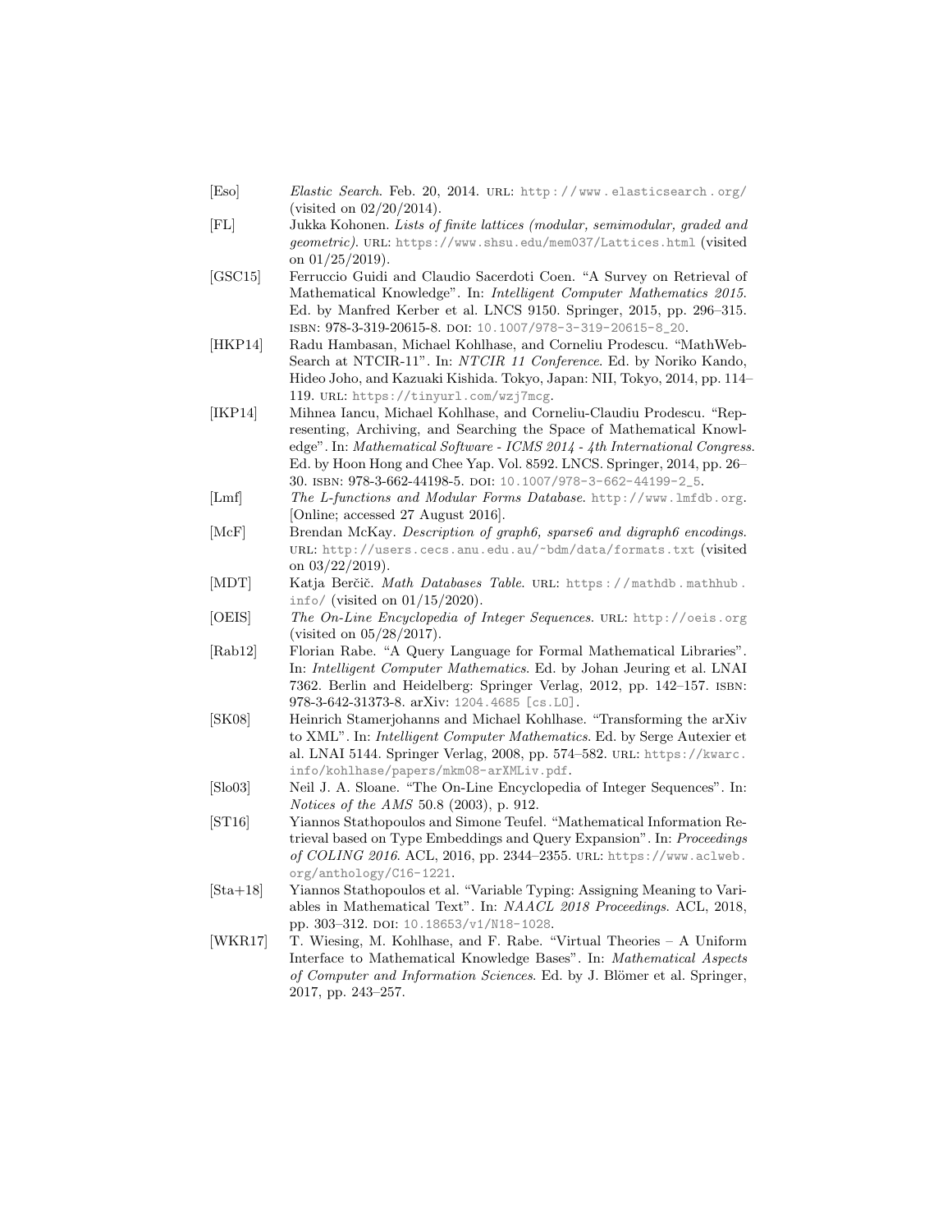[Eso] *Elastic Search*. Feb. 20, 2014. URL: http://www.elasticsearch.org/ (visited on 02/20/2014).

[FL] Jukka Kohonen. *Lists of finite lattices (modular, semimodular, graded and geometric)*. URL: https://www.shsu.edu/mem037/Lattices.html (visited on 01/25/2019).

[GSC15] Ferruccio Guidi and Claudio Sacerdoti Coen. "A Survey on Retrieval of Mathematical Knowledge". In: *Intelligent Computer Mathematics 2015*. Ed. by Manfred Kerber et al. LNCS 9150. Springer, 2015, pp. 296–315. ISBN: 978-3-319-20615-8. DOI: 10.1007/978-3-319-20615-8_20.

[HKP14] Radu Hambasan, Michael Kohlhase, and Corneliu Prodescu. "MathWeb-Search at NTCIR-11". In: *NTCIR 11 Conference*. Ed. by Noriko Kando, Hideo Joho, and Kazuaki Kishida. Tokyo, Japan: NII, Tokyo, 2014, pp. 114–119. URL: https://tinyurl.com/wzj7mcg.

[IKP14] Mihnea Iancu, Michael Kohlhase, and Corneliu-Claudiu Prodescu. "Representing, Archiving, and Searching the Space of Mathematical Knowledge". In: *Mathematical Software - ICMS 2014 - 4th International Congress*. Ed. by Hoon Hong and Chee Yap. Vol. 8592. LNCS. Springer, 2014, pp. 26–30. ISBN: 978-3-662-44198-5. DOI: 10.1007/978-3-662-44199-2_5.

[Lmf] *The L-functions and Modular Forms Database*. http://www.lmfdb.org. [Online; accessed 27 August 2016].

[McF] Brendan McKay. *Description of graph6, sparse6 and digraph6 encodings*. URL: http://users.cecs.anu.edu.au/~bdm/data/formats.txt (visited on 03/22/2019).

[MDT] Katja Berčič. *Math Databases Table*. URL: https://mathdb.mathhub.info/ (visited on 01/15/2020).

[OEIS] *The On-Line Encyclopedia of Integer Sequences*. URL: http://oeis.org (visited on 05/28/2017).

[Rab12] Florian Rabe. "A Query Language for Formal Mathematical Libraries". In: *Intelligent Computer Mathematics*. Ed. by Johan Jeuring et al. LNAI 7362. Berlin and Heidelberg: Springer Verlag, 2012, pp. 142–157. ISBN: 978-3-642-31373-8. arXiv: 1204.4685 [cs.LO].

[SK08] Heinrich Stamerjohanns and Michael Kohlhase. "Transforming the arXiv to XML". In: *Intelligent Computer Mathematics*. Ed. by Serge Autexier et al. LNAI 5144. Springer Verlag, 2008, pp. 574–582. URL: https://kwarc.info/kohlhase/papers/mkm08-arXMLiv.pdf.

[Slo03] Neil J. A. Sloane. "The On-Line Encyclopedia of Integer Sequences". In: *Notices of the AMS* 50.8 (2003), p. 912.

[ST16] Yiannos Stathopoulos and Simone Teufel. "Mathematical Information Retrieval based on Type Embeddings and Query Expansion". In: *Proceedings of COLING 2016*. ACL, 2016, pp. 2344–2355. URL: https://www.aclweb.org/anthology/C16-1221.

[Sta+18] Yiannos Stathopoulos et al. "Variable Typing: Assigning Meaning to Variables in Mathematical Text". In: *NAACL 2018 Proceedings*. ACL, 2018, pp. 303–312. DOI: 10.18653/v1/N18-1028.

[WKR17] T. Wiesing, M. Kohlhase, and F. Rabe. "Virtual Theories – A Uniform Interface to Mathematical Knowledge Bases". In: *Mathematical Aspects of Computer and Information Sciences*. Ed. by J. Blömer et al. Springer, 2017, pp. 243–257.